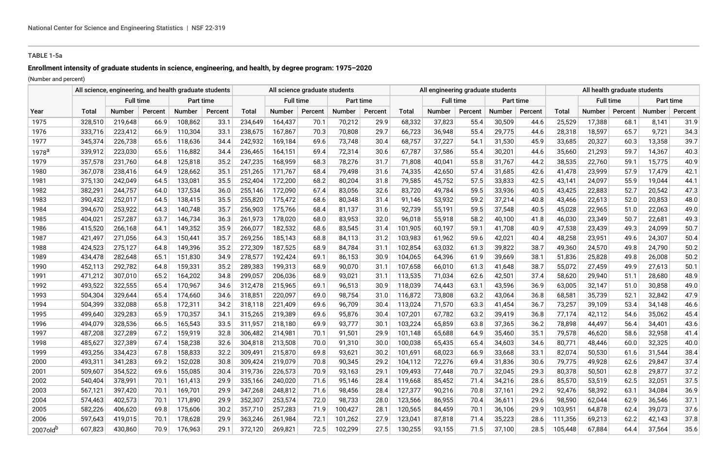**TABLE 1-5a**

**Enrollment intensity of graduate students in science, engineering, and health, by degree program: 1975–2020**

(Number and percent)

| | All science, engineering, and health graduate students | | | | | All science graduate students | | | | | All engineering graduate students | | | | | All health graduate students | | | | |
|---|---|---|---|---|---|---|---|---|---|---|---|---|---|---|---|---|---|---|---|---|
| | | Full time | | Part time | | | Full time | | Part time | | | Full time | | Part time | | | Full time | | Part time | |
| Year | Total | Number | Percent | Number | Percent | Total | Number | Percent | Number | Percent | Total | Number | Percent | Number | Percent | Total | Number | Percent | Number | Percent |
| 1975 | 328,510 | 219,648 | 66.9 | 108,862 | 33.1 | 234,649 | 164,437 | 70.1 | 70,212 | 29.9 | 68,332 | 37,823 | 55.4 | 30,509 | 44.6 | 25,529 | 17,388 | 68.1 | 8,141 | 31.9 |
| 1976 | 333,716 | 223,412 | 66.9 | 110,304 | 33.1 | 238,675 | 167,867 | 70.3 | 70,808 | 29.7 | 66,723 | 36,948 | 55.4 | 29,775 | 44.6 | 28,318 | 18,597 | 65.7 | 9,721 | 34.3 |
| 1977 | 345,374 | 226,738 | 65.6 | 118,636 | 34.4 | 242,932 | 169,184 | 69.6 | 73,748 | 30.4 | 68,757 | 37,227 | 54.1 | 31,530 | 45.9 | 33,685 | 20,327 | 60.3 | 13,358 | 39.7 |
| 1978[a] | 339,912 | 223,030 | 65.6 | 116,882 | 34.4 | 236,465 | 164,151 | 69.4 | 72,314 | 30.6 | 67,787 | 37,586 | 55.4 | 30,201 | 44.6 | 35,660 | 21,293 | 59.7 | 14,367 | 40.3 |
| 1979 | 357,578 | 231,760 | 64.8 | 125,818 | 35.2 | 247,235 | 168,959 | 68.3 | 78,276 | 31.7 | 71,808 | 40,041 | 55.8 | 31,767 | 44.2 | 38,535 | 22,760 | 59.1 | 15,775 | 40.9 |
| 1980 | 367,078 | 238,416 | 64.9 | 128,662 | 35.1 | 251,265 | 171,767 | 68.4 | 79,498 | 31.6 | 74,335 | 42,650 | 57.4 | 31,685 | 42.6 | 41,478 | 23,999 | 57.9 | 17,479 | 42.1 |
| 1981 | 375,130 | 242,049 | 64.5 | 133,081 | 35.5 | 252,404 | 172,200 | 68.2 | 80,204 | 31.8 | 79,585 | 45,752 | 57.5 | 33,833 | 42.5 | 43,141 | 24,097 | 55.9 | 19,044 | 44.1 |
| 1982 | 382,291 | 244,757 | 64.0 | 137,534 | 36.0 | 255,146 | 172,090 | 67.4 | 83,056 | 32.6 | 83,720 | 49,784 | 59.5 | 33,936 | 40.5 | 43,425 | 22,883 | 52.7 | 20,542 | 47.3 |
| 1983 | 390,432 | 252,017 | 64.5 | 138,415 | 35.5 | 255,820 | 175,472 | 68.6 | 80,348 | 31.4 | 91,146 | 53,932 | 59.2 | 37,214 | 40.8 | 43,466 | 22,613 | 52.0 | 20,853 | 48.0 |
| 1984 | 394,670 | 253,922 | 64.3 | 140,748 | 35.7 | 256,903 | 175,766 | 68.4 | 81,137 | 31.6 | 92,739 | 55,191 | 59.5 | 37,548 | 40.5 | 45,028 | 22,965 | 51.0 | 22,063 | 49.0 |
| 1985 | 404,021 | 257,287 | 63.7 | 146,734 | 36.3 | 261,973 | 178,020 | 68.0 | 83,953 | 32.0 | 96,018 | 55,918 | 58.2 | 40,100 | 41.8 | 46,030 | 23,349 | 50.7 | 22,681 | 49.3 |
| 1986 | 415,520 | 266,168 | 64.1 | 149,352 | 35.9 | 266,077 | 182,532 | 68.6 | 83,545 | 31.4 | 101,905 | 60,197 | 59.1 | 41,708 | 40.9 | 47,538 | 23,439 | 49.3 | 24,099 | 50.7 |
| 1987 | 421,497 | 271,056 | 64.3 | 150,441 | 35.7 | 269,256 | 185,143 | 68.8 | 84,113 | 31.2 | 103,983 | 61,962 | 59.6 | 42,021 | 40.4 | 48,258 | 23,951 | 49.6 | 24,307 | 50.4 |
| 1988 | 424,523 | 275,127 | 64.8 | 149,396 | 35.2 | 272,309 | 187,525 | 68.9 | 84,784 | 31.1 | 102,854 | 63,032 | 61.3 | 39,822 | 38.7 | 49,360 | 24,570 | 49.8 | 24,790 | 50.2 |
| 1989 | 434,478 | 282,648 | 65.1 | 151,830 | 34.9 | 278,577 | 192,424 | 69.1 | 86,153 | 30.9 | 104,065 | 64,396 | 61.9 | 39,669 | 38.1 | 51,836 | 25,828 | 49.8 | 26,008 | 50.2 |
| 1990 | 452,113 | 292,782 | 64.8 | 159,331 | 35.2 | 289,383 | 199,313 | 68.9 | 90,070 | 31.1 | 107,658 | 66,010 | 61.3 | 41,648 | 38.7 | 55,072 | 27,459 | 49.9 | 27,613 | 50.1 |
| 1991 | 471,212 | 307,010 | 65.2 | 164,202 | 34.8 | 299,057 | 206,036 | 68.9 | 93,021 | 31.1 | 113,535 | 71,034 | 62.6 | 42,501 | 37.4 | 58,620 | 29,940 | 51.1 | 28,680 | 48.9 |
| 1992 | 493,522 | 322,555 | 65.4 | 170,967 | 34.6 | 312,478 | 215,965 | 69.1 | 96,513 | 30.9 | 118,039 | 74,443 | 63.1 | 43,596 | 36.9 | 63,005 | 32,147 | 51.0 | 30,858 | 49.0 |
| 1993 | 504,304 | 329,644 | 65.4 | 174,660 | 34.6 | 318,851 | 220,097 | 69.0 | 98,754 | 31.0 | 116,872 | 73,808 | 63.2 | 43,064 | 36.8 | 68,581 | 35,739 | 52.1 | 32,842 | 47.9 |
| 1994 | 504,399 | 332,088 | 65.8 | 172,311 | 34.2 | 318,118 | 221,409 | 69.6 | 96,709 | 30.4 | 113,024 | 71,570 | 63.3 | 41,454 | 36.7 | 73,257 | 39,109 | 53.4 | 34,148 | 46.6 |
| 1995 | 499,640 | 329,283 | 65.9 | 170,357 | 34.1 | 315,265 | 219,389 | 69.6 | 95,876 | 30.4 | 107,201 | 67,782 | 63.2 | 39,419 | 36.8 | 77,174 | 42,112 | 54.6 | 35,062 | 45.4 |
| 1996 | 494,079 | 328,536 | 66.5 | 165,543 | 33.5 | 311,957 | 218,180 | 69.9 | 93,777 | 30.1 | 103,224 | 65,859 | 63.8 | 37,365 | 36.2 | 78,898 | 44,497 | 56.4 | 34,401 | 43.6 |
| 1997 | 487,208 | 327,289 | 67.2 | 159,919 | 32.8 | 306,482 | 214,981 | 70.1 | 91,501 | 29.9 | 101,148 | 65,688 | 64.9 | 35,460 | 35.1 | 79,578 | 46,620 | 58.6 | 32,958 | 41.4 |
| 1998 | 485,627 | 327,389 | 67.4 | 158,238 | 32.6 | 304,818 | 213,508 | 70.0 | 91,310 | 30.0 | 100,038 | 65,435 | 65.4 | 34,603 | 34.6 | 80,771 | 48,446 | 60.0 | 32,325 | 40.0 |
| 1999 | 493,256 | 334,423 | 67.8 | 158,833 | 32.2 | 309,491 | 215,870 | 69.8 | 93,621 | 30.2 | 101,691 | 68,023 | 66.9 | 33,668 | 33.1 | 82,074 | 50,530 | 61.6 | 31,544 | 38.4 |
| 2000 | 493,311 | 341,283 | 69.2 | 152,028 | 30.8 | 309,424 | 219,079 | 70.8 | 90,345 | 29.2 | 104,112 | 72,276 | 69.4 | 31,836 | 30.6 | 79,775 | 49,928 | 62.6 | 29,847 | 37.4 |
| 2001 | 509,607 | 354,522 | 69.6 | 155,085 | 30.4 | 319,736 | 226,573 | 70.9 | 93,163 | 29.1 | 109,493 | 77,448 | 70.7 | 32,045 | 29.3 | 80,378 | 50,501 | 62.8 | 29,877 | 37.2 |
| 2002 | 540,404 | 378,991 | 70.1 | 161,413 | 29.9 | 335,166 | 240,020 | 71.6 | 95,146 | 28.4 | 119,668 | 85,452 | 71.4 | 34,216 | 28.6 | 85,570 | 53,519 | 62.5 | 32,051 | 37.5 |
| 2003 | 567,121 | 397,420 | 70.1 | 169,701 | 29.9 | 347,268 | 248,812 | 71.6 | 98,456 | 28.4 | 127,377 | 90,216 | 70.8 | 37,161 | 29.2 | 92,476 | 58,392 | 63.1 | 34,084 | 36.9 |
| 2004 | 574,463 | 402,573 | 70.1 | 171,890 | 29.9 | 352,307 | 253,574 | 72.0 | 98,733 | 28.0 | 123,566 | 86,955 | 70.4 | 36,611 | 29.6 | 98,590 | 62,044 | 62.9 | 36,546 | 37.1 |
| 2005 | 582,226 | 406,620 | 69.8 | 175,606 | 30.2 | 357,710 | 257,283 | 71.9 | 100,427 | 28.1 | 120,565 | 84,459 | 70.1 | 36,106 | 29.9 | 103,951 | 64,878 | 62.4 | 39,073 | 37.6 |
| 2006 | 597,643 | 419,015 | 70.1 | 178,628 | 29.9 | 363,246 | 261,984 | 72.1 | 101,262 | 27.9 | 123,041 | 87,818 | 71.4 | 35,223 | 28.6 | 111,356 | 69,213 | 62.2 | 42,143 | 37.8 |
| 2007old[b] | 607,823 | 430,860 | 70.9 | 176,963 | 29.1 | 372,120 | 269,821 | 72.5 | 102,299 | 27.5 | 130,255 | 93,155 | 71.5 | 37,100 | 28.5 | 105,448 | 67,884 | 64.4 | 37,564 | 35.6 |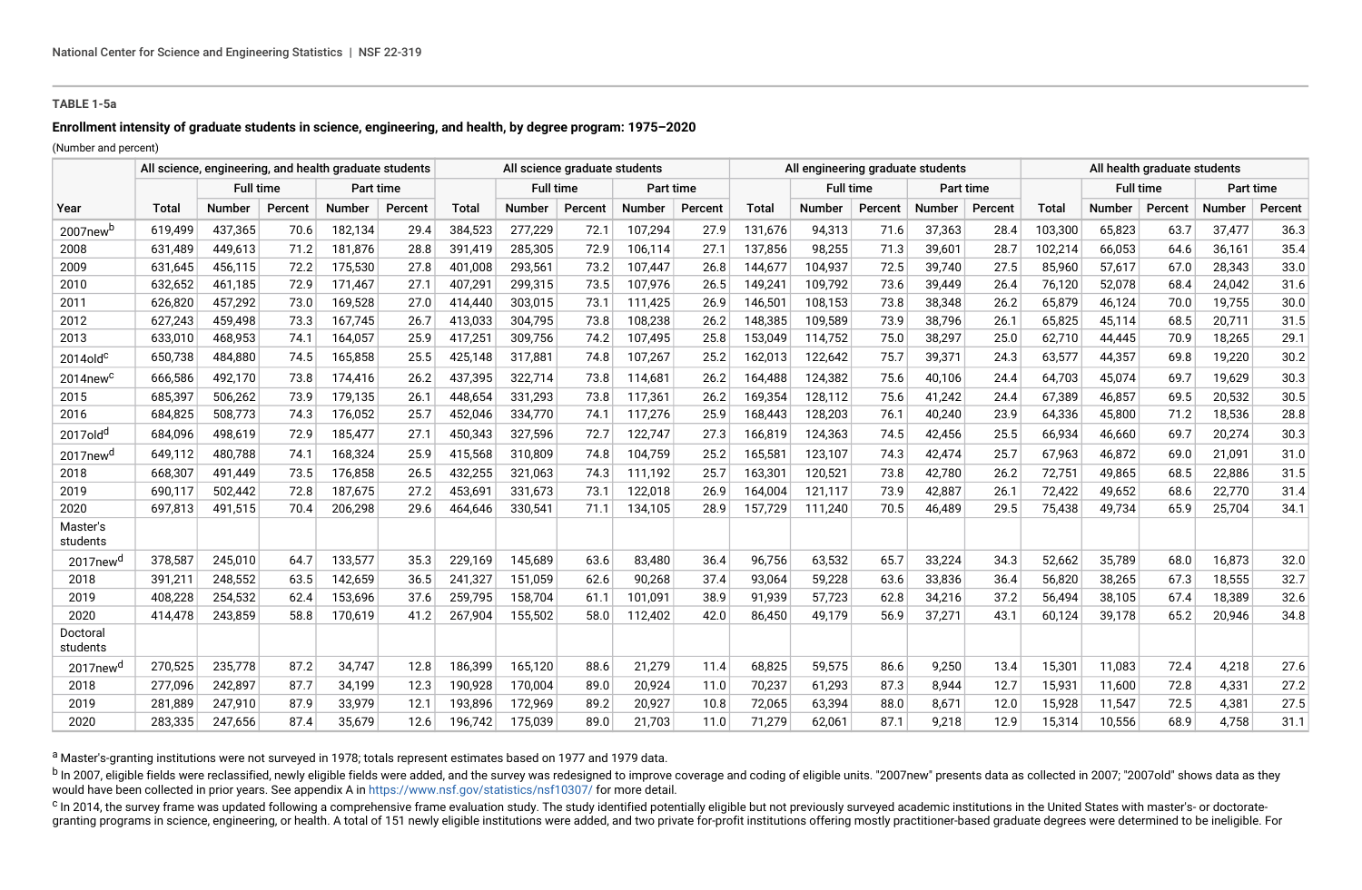**TABLE 1-5a**

**Enrollment intensity of graduate students in science, engineering, and health, by degree program: 1975–2020**

(Number and percent)

| Year | All science, engineering, and health graduate students | | | | | All science graduate students | | | | | All engineering graduate students | | | | | All health graduate students | | | | |
|---|---|---|---|---|---|---|---|---|---|---|---|---|---|---|---|---|---|---|---|---|
| | | Full time | | Part time | | | Full time | | Part time | | | Full time | | Part time | | | Full time | | Part time | |
| | Total | Number | Percent | Number | Percent | Total | Number | Percent | Number | Percent | Total | Number | Percent | Number | Percent | Total | Number | Percent | Number | Percent |
| 2007new[b] | 619,499 | 437,365 | 70.6 | 182,134 | 29.4 | 384,523 | 277,229 | 72.1 | 107,294 | 27.9 | 131,676 | 94,313 | 71.6 | 37,363 | 28.4 | 103,300 | 65,823 | 63.7 | 37,477 | 36.3 |
| 2008 | 631,489 | 449,613 | 71.2 | 181,876 | 28.8 | 391,419 | 285,305 | 72.9 | 106,114 | 27.1 | 137,856 | 98,255 | 71.3 | 39,601 | 28.7 | 102,214 | 66,053 | 64.6 | 36,161 | 35.4 |
| 2009 | 631,645 | 456,115 | 72.2 | 175,530 | 27.8 | 401,008 | 293,561 | 73.2 | 107,447 | 26.8 | 144,677 | 104,937 | 72.5 | 39,740 | 27.5 | 85,960 | 57,617 | 67.0 | 28,343 | 33.0 |
| 2010 | 632,652 | 461,185 | 72.9 | 171,467 | 27.1 | 407,291 | 299,315 | 73.5 | 107,976 | 26.5 | 149,241 | 109,792 | 73.6 | 39,449 | 26.4 | 76,120 | 52,078 | 68.4 | 24,042 | 31.6 |
| 2011 | 626,820 | 457,292 | 73.0 | 169,528 | 27.0 | 414,440 | 303,015 | 73.1 | 111,425 | 26.9 | 146,501 | 108,153 | 73.8 | 38,348 | 26.2 | 65,879 | 46,124 | 70.0 | 19,755 | 30.0 |
| 2012 | 627,243 | 459,498 | 73.3 | 167,745 | 26.7 | 413,033 | 304,795 | 73.8 | 108,238 | 26.2 | 148,385 | 109,589 | 73.9 | 38,796 | 26.1 | 65,825 | 45,114 | 68.5 | 20,711 | 31.5 |
| 2013 | 633,010 | 468,953 | 74.1 | 164,057 | 25.9 | 417,251 | 309,756 | 74.2 | 107,495 | 25.8 | 153,049 | 114,752 | 75.0 | 38,297 | 25.0 | 62,710 | 44,445 | 70.9 | 18,265 | 29.1 |
| 2014old[c] | 650,738 | 484,880 | 74.5 | 165,858 | 25.5 | 425,148 | 317,881 | 74.8 | 107,267 | 25.2 | 162,013 | 122,642 | 75.7 | 39,371 | 24.3 | 63,577 | 44,357 | 69.8 | 19,220 | 30.2 |
| 2014new[c] | 666,586 | 492,170 | 73.8 | 174,416 | 26.2 | 437,395 | 322,714 | 73.8 | 114,681 | 26.2 | 164,488 | 124,382 | 75.6 | 40,106 | 24.4 | 64,703 | 45,074 | 69.7 | 19,629 | 30.3 |
| 2015 | 685,397 | 506,262 | 73.9 | 179,135 | 26.1 | 448,654 | 331,293 | 73.8 | 117,361 | 26.2 | 169,354 | 128,112 | 75.6 | 41,242 | 24.4 | 67,389 | 46,857 | 69.5 | 20,532 | 30.5 |
| 2016 | 684,825 | 508,773 | 74.3 | 176,052 | 25.7 | 452,046 | 334,770 | 74.1 | 117,276 | 25.9 | 168,443 | 128,203 | 76.1 | 40,240 | 23.9 | 64,336 | 45,800 | 71.2 | 18,536 | 28.8 |
| 2017old[d] | 684,096 | 498,619 | 72.9 | 185,477 | 27.1 | 450,343 | 327,596 | 72.7 | 122,747 | 27.3 | 166,819 | 124,363 | 74.5 | 42,456 | 25.5 | 66,934 | 46,660 | 69.7 | 20,274 | 30.3 |
| 2017new[d] | 649,112 | 480,788 | 74.1 | 168,324 | 25.9 | 415,568 | 310,809 | 74.8 | 104,759 | 25.2 | 165,581 | 123,107 | 74.3 | 42,474 | 25.7 | 67,963 | 46,872 | 69.0 | 21,091 | 31.0 |
| 2018 | 668,307 | 491,449 | 73.5 | 176,858 | 26.5 | 432,255 | 321,063 | 74.3 | 111,192 | 25.7 | 163,301 | 120,521 | 73.8 | 42,780 | 26.2 | 72,751 | 49,865 | 68.5 | 22,886 | 31.5 |
| 2019 | 690,117 | 502,442 | 72.8 | 187,675 | 27.2 | 453,691 | 331,673 | 73.1 | 122,018 | 26.9 | 164,004 | 121,117 | 73.9 | 42,887 | 26.1 | 72,422 | 49,652 | 68.6 | 22,770 | 31.4 |
| 2020 | 697,813 | 491,515 | 70.4 | 206,298 | 29.6 | 464,646 | 330,541 | 71.1 | 134,105 | 28.9 | 157,729 | 111,240 | 70.5 | 46,489 | 29.5 | 75,438 | 49,734 | 65.9 | 25,704 | 34.1 |
| Master's students | | | | | | | | | | | | | | | | | | | | |
| 2017new[d] | 378,587 | 245,010 | 64.7 | 133,577 | 35.3 | 229,169 | 145,689 | 63.6 | 83,480 | 36.4 | 96,756 | 63,532 | 65.7 | 33,224 | 34.3 | 52,662 | 35,789 | 68.0 | 16,873 | 32.0 |
| 2018 | 391,211 | 248,552 | 63.5 | 142,659 | 36.5 | 241,327 | 151,059 | 62.6 | 90,268 | 37.4 | 93,064 | 59,228 | 63.6 | 33,836 | 36.4 | 56,820 | 38,265 | 67.3 | 18,555 | 32.7 |
| 2019 | 408,228 | 254,532 | 62.4 | 153,696 | 37.6 | 259,795 | 158,704 | 61.1 | 101,091 | 38.9 | 91,939 | 57,723 | 62.8 | 34,216 | 37.2 | 56,494 | 38,105 | 67.4 | 18,389 | 32.6 |
| 2020 | 414,478 | 243,859 | 58.8 | 170,619 | 41.2 | 267,904 | 155,502 | 58.0 | 112,402 | 42.0 | 86,450 | 49,179 | 56.9 | 37,271 | 43.1 | 60,124 | 39,178 | 65.2 | 20,946 | 34.8 |
| Doctoral students | | | | | | | | | | | | | | | | | | | | |
| 2017new[d] | 270,525 | 235,778 | 87.2 | 34,747 | 12.8 | 186,399 | 165,120 | 88.6 | 21,279 | 11.4 | 68,825 | 59,575 | 86.6 | 9,250 | 13.4 | 15,301 | 11,083 | 72.4 | 4,218 | 27.6 |
| 2018 | 277,096 | 242,897 | 87.7 | 34,199 | 12.3 | 190,928 | 170,004 | 89.0 | 20,924 | 11.0 | 70,237 | 61,293 | 87.3 | 8,944 | 12.7 | 15,931 | 11,600 | 72.8 | 4,331 | 27.2 |
| 2019 | 281,889 | 247,910 | 87.9 | 33,979 | 12.1 | 193,896 | 172,969 | 89.2 | 20,927 | 10.8 | 72,065 | 63,394 | 88.0 | 8,671 | 12.0 | 15,928 | 11,547 | 72.5 | 4,381 | 27.5 |
| 2020 | 283,335 | 247,656 | 87.4 | 35,679 | 12.6 | 196,742 | 175,039 | 89.0 | 21,703 | 11.0 | 71,279 | 62,061 | 87.1 | 9,218 | 12.9 | 15,314 | 10,556 | 68.9 | 4,758 | 31.1 |

[a] Master's-granting institutions were not surveyed in 1978; totals represent estimates based on 1977 and 1979 data.

[b] In 2007, eligible fields were reclassified, newly eligible fields were added, and the survey was redesigned to improve coverage and coding of eligible units. "2007new" presents data as collected in 2007; "2007old" shows data as they would have been collected in prior years. See appendix A in https://www.nsf.gov/statistics/nsf10307/ for more detail.

[c] In 2014, the survey frame was updated following a comprehensive frame evaluation study. The study identified potentially eligible but not previously surveyed academic institutions in the United States with master's- or doctorate-granting programs in science, engineering, or health. A total of 151 newly eligible institutions were added, and two private for-profit institutions offering mostly practitioner-based graduate degrees were determined to be ineligible. For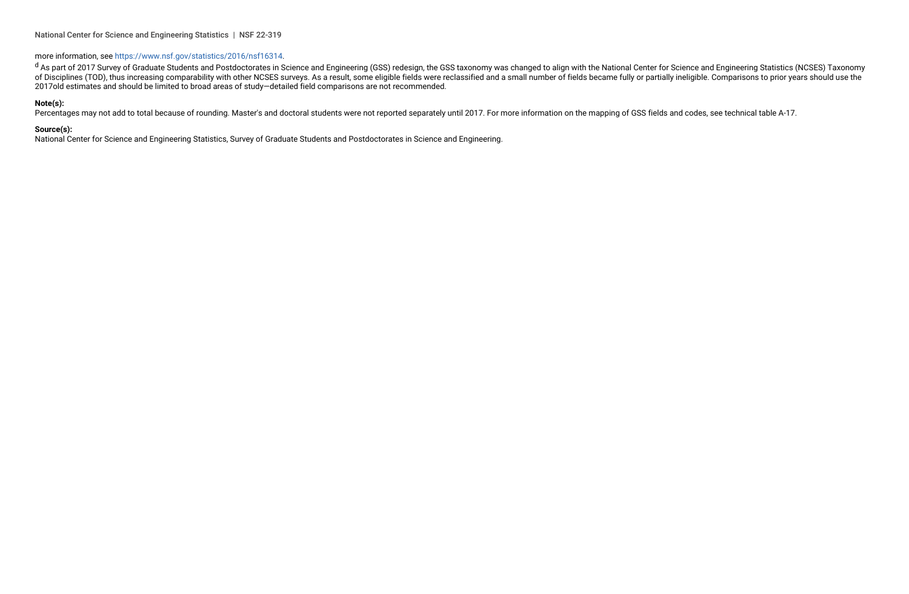more information, see https://www.nsf.gov/statistics/2016/nsf16314.

[d] As part of 2017 Survey of Graduate Students and Postdoctorates in Science and Engineering (GSS) redesign, the GSS taxonomy was changed to align with the National Center for Science and Engineering Statistics (NCSES) Taxonomy of Disciplines (TOD), thus increasing comparability with other NCSES surveys. As a result, some eligible fields were reclassified and a small number of fields became fully or partially ineligible. Comparisons to prior years should use the 2017old estimates and should be limited to broad areas of study—detailed field comparisons are not recommended.

**Note(s):**

Percentages may not add to total because of rounding. Master's and doctoral students were not reported separately until 2017. For more information on the mapping of GSS fields and codes, see technical table A-17.

**Source(s):**

National Center for Science and Engineering Statistics, Survey of Graduate Students and Postdoctorates in Science and Engineering.